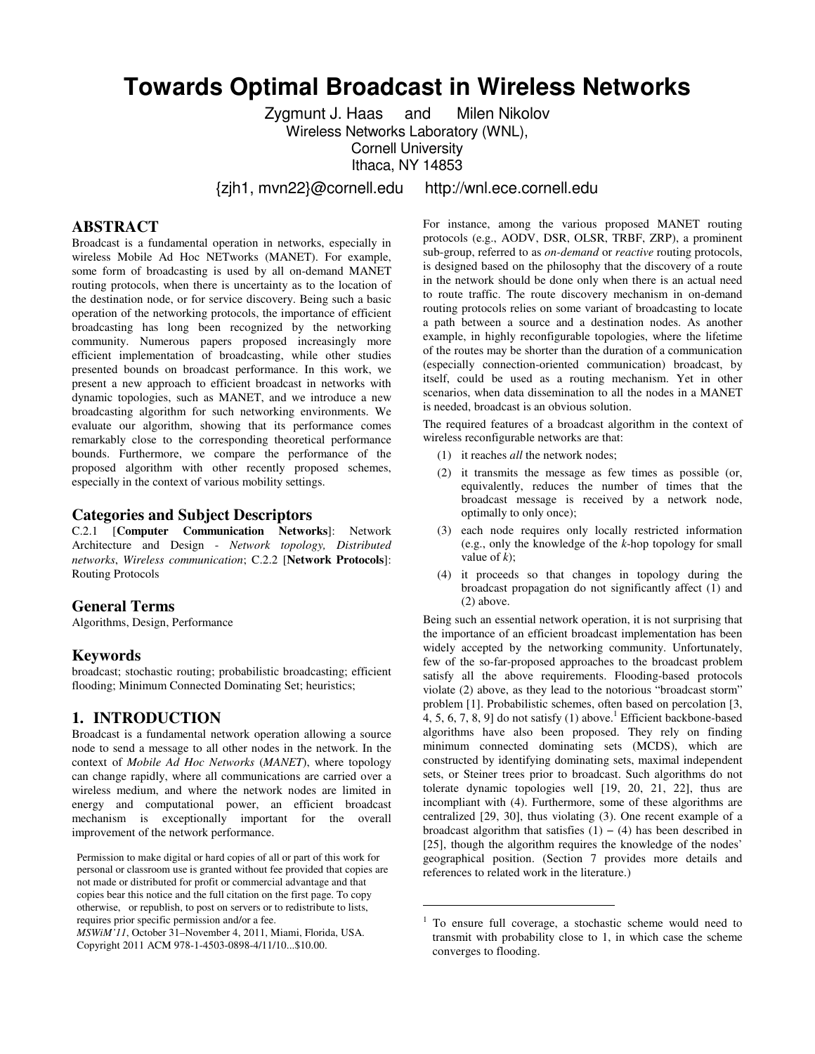# Towards Optimal Broadcast in Wireless Networks

Zygmunt J. Haas and Milen Nikolov
Wireless Networks Laboratory (WNL),
Cornell University
Ithaca, NY 14853

{zjh1, mvn22}@cornell.edu http://wnl.ece.cornell.edu

## ABSTRACT

Broadcast is a fundamental operation in networks, especially in wireless Mobile Ad Hoc NETworks (MANET). For example, some form of broadcasting is used by all on-demand MANET routing protocols, when there is uncertainty as to the location of the destination node, or for service discovery. Being such a basic operation of the networking protocols, the importance of efficient broadcasting has long been recognized by the networking community. Numerous papers proposed increasingly more efficient implementation of broadcasting, while other studies presented bounds on broadcast performance. In this work, we present a new approach to efficient broadcast in networks with dynamic topologies, such as MANET, and we introduce a new broadcasting algorithm for such networking environments. We evaluate our algorithm, showing that its performance comes remarkably close to the corresponding theoretical performance bounds. Furthermore, we compare the performance of the proposed algorithm with other recently proposed schemes, especially in the context of various mobility settings.

### Categories and Subject Descriptors

C.2.1 [**Computer Communication Networks**]: Network Architecture and Design - *Network topology, Distributed networks*, *Wireless communication*; C.2.2 [**Network Protocols**]: Routing Protocols

### General Terms

Algorithms, Design, Performance

### Keywords

broadcast; stochastic routing; probabilistic broadcasting; efficient flooding; Minimum Connected Dominating Set; heuristics;

## 1. INTRODUCTION

Broadcast is a fundamental network operation allowing a source node to send a message to all other nodes in the network. In the context of *Mobile Ad Hoc Networks* (*MANET*), where topology can change rapidly, where all communications are carried over a wireless medium, and where the network nodes are limited in energy and computational power, an efficient broadcast mechanism is exceptionally important for the overall improvement of the network performance.

Permission to make digital or hard copies of all or part of this work for personal or classroom use is granted without fee provided that copies are not made or distributed for profit or commercial advantage and that copies bear this notice and the full citation on the first page. To copy otherwise, or republish, to post on servers or to redistribute to lists, requires prior specific permission and/or a fee.
*MSWiM'11*, October 31–November 4, 2011, Miami, Florida, USA.
Copyright 2011 ACM 978-1-4503-0898-4/11/10...$10.00.

For instance, among the various proposed MANET routing protocols (e.g., AODV, DSR, OLSR, TRBF, ZRP), a prominent sub-group, referred to as *on-demand* or *reactive* routing protocols, is designed based on the philosophy that the discovery of a route in the network should be done only when there is an actual need to route traffic. The route discovery mechanism in on-demand routing protocols relies on some variant of broadcasting to locate a path between a source and a destination nodes. As another example, in highly reconfigurable topologies, where the lifetime of the routes may be shorter than the duration of a communication (especially connection-oriented communication) broadcast, by itself, could be used as a routing mechanism. Yet in other scenarios, when data dissemination to all the nodes in a MANET is needed, broadcast is an obvious solution.

The required features of a broadcast algorithm in the context of wireless reconfigurable networks are that:

1. it reaches *all* the network nodes;
2. it transmits the message as few times as possible (or, equivalently, reduces the number of times that the broadcast message is received by a network node, optimally to only once);
3. each node requires only locally restricted information (e.g., only the knowledge of the *k*-hop topology for small value of *k*);
4. it proceeds so that changes in topology during the broadcast propagation do not significantly affect (1) and (2) above.

Being such an essential network operation, it is not surprising that the importance of an efficient broadcast implementation has been widely accepted by the networking community. Unfortunately, few of the so-far-proposed approaches to the broadcast problem satisfy all the above requirements. Flooding-based protocols violate (2) above, as they lead to the notorious "broadcast storm" problem [1]. Probabilistic schemes, often based on percolation [3, 4, 5, 6, 7, 8, 9] do not satisfy (1) above.[1] Efficient backbone-based algorithms have also been proposed. They rely on finding minimum connected dominating sets (MCDS), which are constructed by identifying dominating sets, maximal independent sets, or Steiner trees prior to broadcast. Such algorithms do not tolerate dynamic topologies well [19, 20, 21, 22], thus are incompliant with (4). Furthermore, some of these algorithms are centralized [29, 30], thus violating (3). One recent example of a broadcast algorithm that satisfies (1) – (4) has been described in [25], though the algorithm requires the knowledge of the nodes' geographical position. (Section 7 provides more details and references to related work in the literature.)

[1] To ensure full coverage, a stochastic scheme would need to transmit with probability close to 1, in which case the scheme converges to flooding.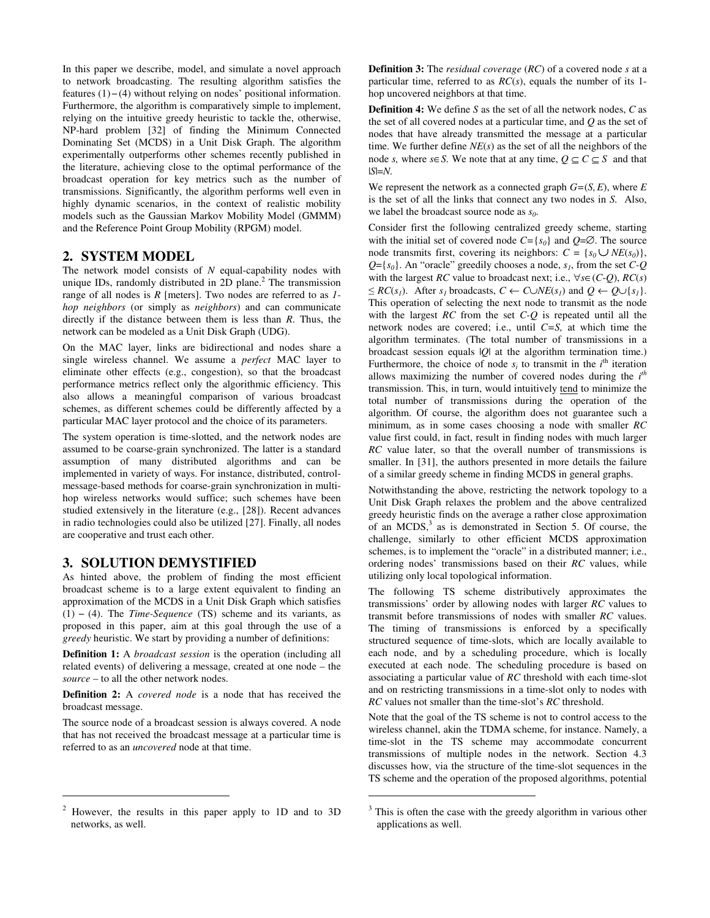In this paper we describe, model, and simulate a novel approach to network broadcasting. The resulting algorithm satisfies the features (1) – (4) without relying on nodes' positional information. Furthermore, the algorithm is comparatively simple to implement, relying on the intuitive greedy heuristic to tackle the, otherwise, NP-hard problem [32] of finding the Minimum Connected Dominating Set (MCDS) in a Unit Disk Graph. The algorithm experimentally outperforms other schemes recently published in the literature, achieving close to the optimal performance of the broadcast operation for key metrics such as the number of transmissions. Significantly, the algorithm performs well even in highly dynamic scenarios, in the context of realistic mobility models such as the Gaussian Markov Mobility Model (GMMM) and the Reference Point Group Mobility (RPGM) model.

## 2. SYSTEM MODEL

The network model consists of $N$ equal-capability nodes with unique IDs, randomly distributed in 2D plane.[2] The transmission range of all nodes is $R$ [meters]. Two nodes are referred to as *1-hop neighbors* (or simply as *neighbors*) and can communicate directly if the distance between them is less than $R$. Thus, the network can be modeled as a Unit Disk Graph (UDG).

On the MAC layer, links are bidirectional and nodes share a single wireless channel. We assume a *perfect* MAC layer to eliminate other effects (e.g., congestion), so that the broadcast performance metrics reflect only the algorithmic efficiency. This also allows a meaningful comparison of various broadcast schemes, as different schemes could be differently affected by a particular MAC layer protocol and the choice of its parameters.

The system operation is time-slotted, and the network nodes are assumed to be coarse-grain synchronized. The latter is a standard assumption of many distributed algorithms and can be implemented in variety of ways. For instance, distributed, control-message-based methods for coarse-grain synchronization in multi-hop wireless networks would suffice; such schemes have been studied extensively in the literature (e.g., [28]). Recent advances in radio technologies could also be utilized [27]. Finally, all nodes are cooperative and trust each other.

## 3. SOLUTION DEMYSTIFIED

As hinted above, the problem of finding the most efficient broadcast scheme is to a large extent equivalent to finding an approximation of the MCDS in a Unit Disk Graph which satisfies (1) – (4). The *Time-Sequence* (TS) scheme and its variants, as proposed in this paper, aim at this goal through the use of a *greedy* heuristic. We start by providing a number of definitions:

**Definition 1:** A *broadcast session* is the operation (including all related events) of delivering a message, created at one node – the *source* – to all the other network nodes.

**Definition 2:** A *covered node* is a node that has received the broadcast message.

The source node of a broadcast session is always covered. A node that has not received the broadcast message at a particular time is referred to as an *uncovered* node at that time.

**Definition 3:** The *residual coverage* (*RC*) of a covered node $s$ at a particular time, referred to as $RC(s)$, equals the number of its 1-hop uncovered neighbors at that time.

**Definition 4:** We define $S$ as the set of all the network nodes, $C$ as the set of all covered nodes at a particular time, and $Q$ as the set of nodes that have already transmitted the message at a particular time. We further define $NE(s)$ as the set of all the neighbors of the node $s$, where $s \in S$. We note that at any time, $Q \subseteq C \subseteq S$ and that $|S|=N$.

We represent the network as a connected graph $G=(S, E)$, where $E$ is the set of all the links that connect any two nodes in $S$. Also, we label the broadcast source node as $s_0$.

Consider first the following centralized greedy scheme, starting with the initial set of covered node $C=\{s_0\}$ and $Q=\varnothing$. The source node transmits first, covering its neighbors: $C = \{s_0 \cup NE(s_0)\}$, $Q=\{s_0\}$. An "oracle" greedily chooses a node, $s_1$, from the set $C$-$Q$ with the largest $RC$ value to broadcast next; i.e., $\forall s \in (C\text{-}Q)$, $RC(s) \leq RC(s_1)$. After $s_1$ broadcasts, $C \leftarrow C \cup NE(s_1)$ and $Q \leftarrow Q \cup \{s_1\}$. This operation of selecting the next node to transmit as the node with the largest $RC$ from the set $C$-$Q$ is repeated until all the network nodes are covered; i.e., until $C=S$, at which time the algorithm terminates. (The total number of transmissions in a broadcast session equals $|Q|$ at the algorithm termination time.) Furthermore, the choice of node $s_i$ to transmit in the $i^{\text{th}}$ iteration allows maximizing the number of covered nodes during the $i^{th}$ transmission. This, in turn, would intuitively tend to minimize the total number of transmissions during the operation of the algorithm. Of course, the algorithm does not guarantee such a minimum, as in some cases choosing a node with smaller $RC$ value first could, in fact, result in finding nodes with much larger $RC$ value later, so that the overall number of transmissions is smaller. In [31], the authors presented in more details the failure of a similar greedy scheme in finding MCDS in general graphs.

Notwithstanding the above, restricting the network topology to a Unit Disk Graph relaxes the problem and the above centralized greedy heuristic finds on the average a rather close approximation of an MCDS,[3] as is demonstrated in Section 5. Of course, the challenge, similarly to other efficient MCDS approximation schemes, is to implement the "oracle" in a distributed manner; i.e., ordering nodes' transmissions based on their $RC$ values, while utilizing only local topological information.

The following TS scheme distributively approximates the transmissions' order by allowing nodes with larger $RC$ values to transmit before transmissions of nodes with smaller $RC$ values. The timing of transmissions is enforced by a specifically structured sequence of time-slots, which are locally available to each node, and by a scheduling procedure, which is locally executed at each node. The scheduling procedure is based on associating a particular value of $RC$ threshold with each time-slot and on restricting transmissions in a time-slot only to nodes with $RC$ values not smaller than the time-slot's $RC$ threshold.

Note that the goal of the TS scheme is not to control access to the wireless channel, akin the TDMA scheme, for instance. Namely, a time-slot in the TS scheme may accommodate concurrent transmissions of multiple nodes in the network. Section 4.3 discusses how, via the structure of the time-slot sequences in the TS scheme and the operation of the proposed algorithms, potential

[2] However, the results in this paper apply to 1D and to 3D networks, as well.

[3] This is often the case with the greedy algorithm in various other applications as well.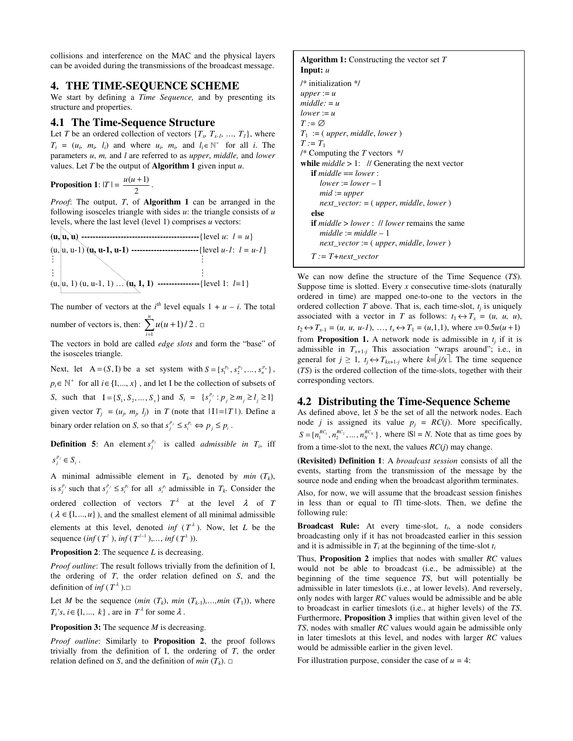collisions and interference on the MAC and the physical layers can be avoided during the transmissions of the broadcast message.

# 4. THE TIME-SEQUENCE SCHEME

We start by defining a *Time Sequence,* and by presenting its structure and properties.

## 4.1 The Time-Sequence Structure

Let $T$ be an ordered collection of vectors $\{T_x, T_{x-1}, \ldots, T_1\}$, where $T_i = (u_i, m_i, l_i)$ and where $u_i$, $m_i$, and $l_i \in \mathbb{N}^+$ for all $i$. The parameters $u$, $m$, and $l$ are referred to as *upper*, *middle,* and *lower* values. Let $T$ be the output of **Algorithm 1** given input $u$.

**Proposition 1**: $|T| = \dfrac{u(u+1)}{2}$.

*Proof*: The output, $T$, of **Algorithm 1** can be arranged in the following isosceles triangle with sides $u$: the triangle consists of $u$ levels, where the last level (level 1) comprises $u$ vectors:

**(u, u, u)** ------------------------------------------{level $u$: $l = u$}
(u, u, u-1) **(u, u-1, u-1)** ------------------------{level $u$-$1$: $l = u$-$1$}
⋮ ⋮
⋮ ⋮
(u, u, 1) (u, u-1, 1) … **(u, 1, 1)** ---------------{level 1: $l$=1}

The number of vectors at the $i^{th}$ level equals $1 + u - i$. The total number of vectors is, then: $\sum_{i=1}^{u} u(u+1)/2$. □

The vectors in bold are called *edge slots* and form the "base" of the isosceles triangle.

Next, let $A = (S, I)$ be a set system with $S = \{s_1^{p_1}, s_2^{p_2}, \ldots, s_n^{p_n}\}$, $p_i \in \mathbb{N}^+$ for all $i \in \{1, \ldots, x\}$, and let I be the collection of subsets of $S$, such that $I = \{S_1, S_2, \ldots, S_x\}$ and $S_i = \{s_j^{p_j} : p_j \geq m_j \geq l_j \geq 1\}$ given vector $T_j = (u_j, m_j, l_j)$ in $T$ (note that $|I| = |T|$). Define a binary order relation on $S$, so that $s_j^{p_j} \leq s_i^{p_i} \Leftrightarrow p_j \leq p_i$.

**Definition 5**: An element $s_j^{p_j}$ is called *admissible in* $T_i$, iff $s_j^{p_j} \in S_i$.

A minimal admissible element in $T_k$, denoted by *min* $(T_k)$, is $s_j^{p_j}$ such that $s_j^{p_j} \leq s_i^{p_i}$ for all $s_i^{p_i}$ admissible in $T_k$. Consider the ordered collection of vectors $T^{\lambda}$ at the level $\lambda$ of $T$ ($\lambda \in \{1, \ldots, u\}$), and the smallest element of all minimal admissible elements at this level, denoted *inf* $(T^{\lambda})$. Now, let $L$ be the sequence (*inf* $(T^{l})$, *inf* $(T^{l-1})$,…, *inf* $(T^{1})$).

**Proposition 2**: The sequence $L$ is decreasing.

*Proof outline*: The result follows trivially from the definition of I, the ordering of $T$, the order relation defined on $S$, and the definition of *inf* $(T^{\lambda})$.□

Let $M$ be the sequence (*min* $(T_k)$, *min* $(T_{k-1})$,…,*min* $(T_1)$), where $T_i$'s, $i \in \{1, \ldots, k\}$, are in $T^{\lambda}$ for some $\lambda$.

**Proposition 3:** The sequence $M$ is decreasing.

*Proof outline*: Similarly to **Proposition 2**, the proof follows trivially from the definition of I, the ordering of $T$, the order relation defined on $S$, and the definition of *min* $(T_k)$. □

```
Algorithm 1: Constructing the vector set T
Input: u
/* initialization */
upper := u
middle: = u
lower := u
T := ∅
T1 := ( upper, middle, lower )
T := T1
/* Computing the T vectors */
while middle > 1:   // Generating the next vector
    if middle == lower :
        lower := lower – 1
        mid := upper
        next_vector: = ( upper, middle, lower )
    else
    if middle > lower :  // lower remains the same
        middle := middle – 1
        next_vector := ( upper, middle, lower )
    T := T+next_vector
```

We can now define the structure of the Time Sequence (*TS*). Suppose time is slotted. Every $x$ consecutive time-slots (naturally ordered in time) are mapped one-to-one to the vectors in the ordered collection $T$ above. That is, each time-slot, $t_j$ is uniquely associated with a vector in $T$ as follows: $t_1 \leftrightarrow T_x = (u, u, u)$, $t_2 \leftrightarrow T_{x-1} = (u, u, u\text{-}1)$, …, $t_x \leftrightarrow T_1 = (u,1,1)$, where $x = 0.5u(u+1)$ from **Proposition 1.** A network node is admissible in $t_j$ if it is admissible in $T_{x+1-j}$ This association "wraps around"; i.e., in general for $j \geq 1$, $t_j \leftrightarrow T_{kx+1-j}$ where $k = \lceil j/x \rceil$. The time sequence (*TS*) is the ordered collection of the time-slots, together with their corresponding vectors.

## 4.2 Distributing the Time-Sequence Scheme

As defined above, let $S$ be the set of all the network nodes. Each node $j$ is assigned its value $p_j = RC(j)$. More specifically, $S = \{n_1^{RC_1}, n_2^{RC_2}, \ldots, n_N^{RC_N}\}$, where $|S| = N$. Note that as time goes by from a time-slot to the next, the values $RC(j)$ may change.

**(Revisited) Definition 1**: A *broadcast session* consists of all the events, starting from the transmission of the message by the source node and ending when the broadcast algorithm terminates.

Also, for now, we will assume that the broadcast session finishes in less than or equal to |T| time-slots. Then, we define the following rule:

**Broadcast Rule:** At every time-slot, $t_i$, a node considers broadcasting only if it has not broadcasted earlier in this session and it is admissible in $T_i$ at the beginning of the time-slot $t_i$

Thus, **Proposition 2** implies that nodes with smaller *RC* values would not be able to broadcast (i.e., be admissible) at the beginning of the time sequence *TS*, but will potentially be admissible in later timeslots (i.e., at lower levels). And reversely, only nodes with larger *RC* values would be admissible and be able to broadcast in earlier timeslots (i.e., at higher levels) of the *TS*. Furthermore, **Proposition 3** implies that within given level of the *TS*, nodes with smaller *RC* values would again be admissible only in later timeslots at this level, and nodes with larger *RC* values would be admissible earlier in the given level.

For illustration purpose, consider the case of $u = 4$: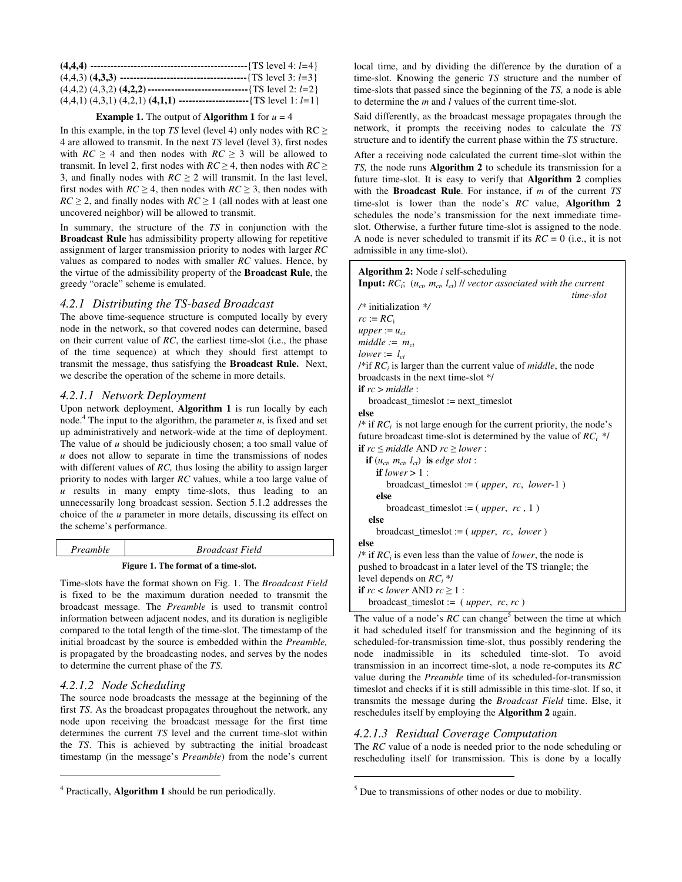**(4,4,4)** ------------------------------------------------{TS level 4: $l$=4}
(4,4,3) **(4,3,3)** ---------------------------------------{TS level 3: $l$=3}
(4,4,2) (4,3,2) **(4,2,2)** ------------------------------{TS level 2: $l$=2}
(4,4,1) (4,3,1) (4,2,1) **(4,1,1)** ---------------------{TS level 1: $l$=1}

**Example 1.** The output of **Algorithm 1** for $u = 4$

In this example, in the top *TS* level (level 4) only nodes with $RC \geq 4$ are allowed to transmit. In the next *TS* level (level 3), first nodes with $RC \geq 4$ and then nodes with $RC \geq 3$ will be allowed to transmit. In level 2, first nodes with $RC \geq 4$, then nodes with $RC \geq 3$, and finally nodes with $RC \geq 2$ will transmit. In the last level, first nodes with $RC \geq 4$, then nodes with $RC \geq 3$, then nodes with $RC \geq 2$, and finally nodes with $RC \geq 1$ (all nodes with at least one uncovered neighbor) will be allowed to transmit.

In summary, the structure of the *TS* in conjunction with the **Broadcast Rule** has admissibility property allowing for repetitive assignment of larger transmission priority to nodes with larger *RC* values as compared to nodes with smaller *RC* values. Hence, by the virtue of the admissibility property of the **Broadcast Rule**, the greedy "oracle" scheme is emulated.

### *4.2.1 Distributing the TS-based Broadcast*

The above time-sequence structure is computed locally by every node in the network, so that covered nodes can determine, based on their current value of *RC*, the earliest time-slot (i.e., the phase of the time sequence) at which they should first attempt to transmit the message, thus satisfying the **Broadcast Rule.** Next, we describe the operation of the scheme in more details.

#### *4.2.1.1 Network Deployment*

Upon network deployment, **Algorithm 1** is run locally by each node.[4] The input to the algorithm, the parameter $u$, is fixed and set up administratively and network-wide at the time of deployment. The value of $u$ should be judiciously chosen; a too small value of $u$ does not allow to separate in time the transmissions of nodes with different values of *RC,* thus losing the ability to assign larger priority to nodes with larger *RC* values, while a too large value of $u$ results in many empty time-slots, thus leading to an unnecessarily long broadcast session. Section 5.1.2 addresses the choice of the $u$ parameter in more details, discussing its effect on the scheme's performance.

| *Preamble* | *Broadcast Field* |
|---|---|

**Figure 1. The format of a time-slot.**

Time-slots have the format shown on Fig. 1. The *Broadcast Field* is fixed to be the maximum duration needed to transmit the broadcast message. The *Preamble* is used to transmit control information between adjacent nodes, and its duration is negligible compared to the total length of the time-slot. The timestamp of the initial broadcast by the source is embedded within the *Preamble,* is propagated by the broadcasting nodes, and serves by the nodes to determine the current phase of the *TS.*

#### *4.2.1.2 Node Scheduling*

The source node broadcasts the message at the beginning of the first *TS*. As the broadcast propagates throughout the network, any node upon receiving the broadcast message for the first time determines the current *TS* level and the current time-slot within the *TS*. This is achieved by subtracting the initial broadcast timestamp (in the message's *Preamble*) from the node's current local time, and by dividing the difference by the duration of a time-slot. Knowing the generic *TS* structure and the number of time-slots that passed since the beginning of the *TS,* a node is able to determine the $m$ and $l$ values of the current time-slot.

Said differently, as the broadcast message propagates through the network, it prompts the receiving nodes to calculate the *TS* structure and to identify the current phase within the *TS* structure.

After a receiving node calculated the current time-slot within the *TS,* the node runs **Algorithm 2** to schedule its transmission for a future time-slot. It is easy to verify that **Algorithm 2** complies with the **Broadcast Rule**. For instance, if $m$ of the current *TS* time-slot is lower than the node's *RC* value, **Algorithm 2** schedules the node's transmission for the next immediate time-slot. Otherwise, a further future time-slot is assigned to the node. A node is never scheduled to transmit if its $RC = 0$ (i.e., it is not admissible in any time-slot).

```
Algorithm 2: Node i self-scheduling
Input: RC_i; (u_ct, m_ct, l_ct) // vector associated with the current
                                   time-slot
/* initialization */
rc := RC_i
upper := u_ct
middle := m_ct
lower := l_ct
/*if RC_i is larger than the current value of middle, the node
broadcasts in the next time-slot */
if rc > middle :
   broadcast_timeslot := next_timeslot
else
/* if RC_i is not large enough for the current priority, the node's
future broadcast time-slot is determined by the value of RC_i */
if rc ≤ middle AND rc ≥ lower :
   if (u_ct, m_ct, l_ct) is edge slot :
      if lower > 1 :
         broadcast_timeslot := ( upper, rc, lower-1 )
      else
         broadcast_timeslot := ( upper, rc , 1 )
   else
      broadcast_timeslot := ( upper, rc, lower )
else
/* if RC_i is even less than the value of lower, the node is
pushed to broadcast in a later level of the TS triangle; the
level depends on RC_i */
if rc < lower AND rc ≥ 1 :
   broadcast_timeslot := ( upper, rc, rc )
```

The value of a node's *RC* can change[5] between the time at which it had scheduled itself for transmission and the beginning of its scheduled-for-transmission time-slot, thus possibly rendering the node inadmissible in its scheduled time-slot. To avoid transmission in an incorrect time-slot, a node re-computes its *RC* value during the *Preamble* time of its scheduled-for-transmission timeslot and checks if it is still admissible in this time-slot. If so, it transmits the message during the *Broadcast Field* time. Else, it reschedules itself by employing the **Algorithm 2** again.

#### *4.2.1.3 Residual Coverage Computation*

The *RC* value of a node is needed prior to the node scheduling or rescheduling itself for transmission. This is done by a locally

[4] Practically, **Algorithm 1** should be run periodically.

[5] Due to transmissions of other nodes or due to mobility.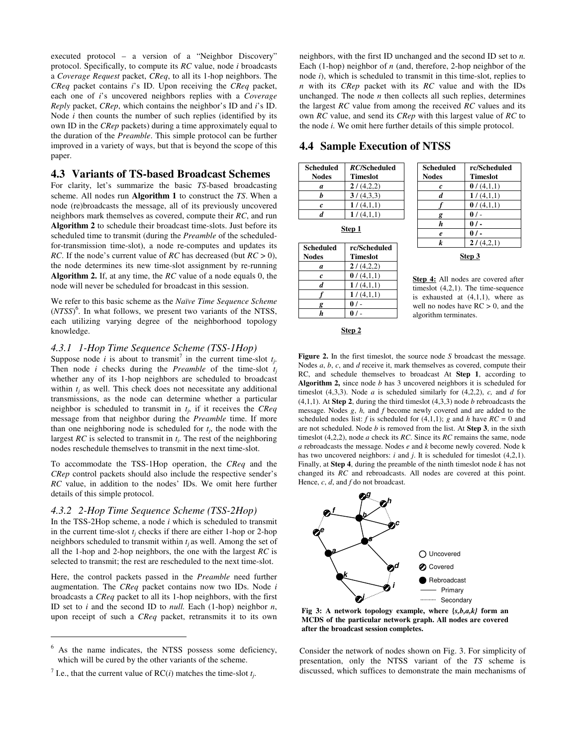executed protocol – a version of a "Neighbor Discovery" protocol. Specifically, to compute its *RC* value, node *i* broadcasts a *Coverage Request* packet, *CReq*, to all its 1-hop neighbors. The *CReq* packet contains *i*'s ID. Upon receiving the *CReq* packet, each one of *i*'s uncovered neighbors replies with a *Coverage Reply* packet, *CRep*, which contains the neighbor's ID and *i*'s ID. Node *i* then counts the number of such replies (identified by its own ID in the *CRep* packets) during a time approximately equal to the duration of the *Preamble*. This simple protocol can be further improved in a variety of ways, but that is beyond the scope of this paper.

## 4.3 Variants of TS-based Broadcast Schemes

For clarity, let's summarize the basic *TS*-based broadcasting scheme. All nodes run **Algorithm 1** to construct the *TS*. When a node (re)broadcasts the message, all of its previously uncovered neighbors mark themselves as covered, compute their *RC*, and run **Algorithm 2** to schedule their broadcast time-slots. Just before its scheduled time to transmit (during the *Preamble* of the scheduled-for-transmission time-slot), a node re-computes and updates its *RC*. If the node's current value of *RC* has decreased (but $RC > 0$), the node determines its new time-slot assignment by re-running **Algorithm 2.** If, at any time, the *RC* value of a node equals 0, the node will never be scheduled for broadcast in this session.

We refer to this basic scheme as the *Naïve Time Sequence Scheme* (*NTSS*)[6]. In what follows, we present two variants of the NTSS, each utilizing varying degree of the neighborhood topology knowledge.

### 4.3.1 1-Hop Time Sequence Scheme (TSS-1Hop)

Suppose node *i* is about to transmit[7] in the current time-slot $t_j$. Then node *i* checks during the *Preamble* of the time-slot $t_j$ whether any of its 1-hop neighbors are scheduled to broadcast within $t_j$ as well. This check does not necessitate any additional transmissions, as the node can determine whether a particular neighbor is scheduled to transmit in $t_j$, if it receives the *CReq* message from that neighbor during the *Preamble* time. If more than one neighboring node is scheduled for $t_j$, the node with the largest *RC* is selected to transmit in $t_i$. The rest of the neighboring nodes reschedule themselves to transmit in the next time-slot.

To accommodate the TSS-1Hop operation, the *CReq* and the *CRep* control packets should also include the respective sender's *RC* value, in addition to the nodes' IDs. We omit here further details of this simple protocol.

### 4.3.2 2-Hop Time Sequence Scheme (TSS-2Hop)

In the TSS-2Hop scheme, a node *i* which is scheduled to transmit in the current time-slot $t_j$ checks if there are either 1-hop or 2-hop neighbors scheduled to transmit within $t_j$ as well. Among the set of all the 1-hop and 2-hop neighbors, the one with the largest *RC* is selected to transmit; the rest are rescheduled to the next time-slot.

Here, the control packets passed in the *Preamble* need further augmentation. The *CReq* packet contains now two IDs. Node *i* broadcasts a *CReq* packet to all its 1-hop neighbors, with the first ID set to *i* and the second ID to *null.* Each (1-hop) neighbor *n*, upon receipt of such a *CReq* packet, retransmits it to its own neighbors, with the first ID unchanged and the second ID set to *n.* Each (1-hop) neighbor of *n* (and, therefore, 2-hop neighbor of the node *i*), which is scheduled to transmit in this time-slot, replies to *n* with its *CRep* packet with its *RC* value and with the IDs unchanged. The node *n* then collects all such replies, determines the largest *RC* value from among the received *RC* values and its own *RC* value, and send its *CRep* with this largest value of *RC* to the node *i.* We omit here further details of this simple protocol.

[6] As the name indicates, the NTSS possess some deficiency, which will be cured by the other variants of the scheme.

[7] I.e., that the current value of RC(*i*) matches the time-slot $t_j$.

## 4.4 Sample Execution of NTSS

**Step 1**

| Scheduled Nodes | *RC*/Scheduled Timeslot |
|---|---|
| *a* | **2** / (4,2,2) |
| *b* | **3** / (4,3,3) |
| *c* | **1** / (4,1,1) |
| *d* | **1** / (4,1,1) |

**Step 2**

| Scheduled Nodes | rc/Scheduled Timeslot |
|---|---|
| *a* | **2** / (4,2,2) |
| *c* | **0** / (4,1,1) |
| *d* | **1** / (4,1,1) |
| *f* | **1** / (4,1,1) |
| *g* | **0** / - |
| *h* | **0** / - |

**Step 3**

| Scheduled Nodes | rc/Scheduled Timeslot |
|---|---|
| *c* | **0** / (4,1,1) |
| *d* | **1** / (4,1,1) |
| *f* | **0** / (4,1,1) |
| *g* | **0** / - |
| *h* | **0** / - |
| *e* | **0** / - |
| *k* | **2** / (4,2,1) |

**Step 4:** All nodes are covered after timeslot (4,2,1). The time-sequence is exhausted at (4,1,1), where as well no nodes have RC > 0, and the algorithm terminates.

**Figure 2.** In the first timeslot, the source node *S* broadcast the message. Nodes *a*, *b*, *c*, and *d* receive it, mark themselves as covered, compute their RC, and schedule themselves to broadcast At **Step 1**, according to **Algorithm 2,** since node *b* has 3 uncovered neighbors it is scheduled for timeslot (4,3,3). Node *a* is scheduled similarly for (4,2,2), *c,* and *d* for (4,1,1). At **Step 2**, during the third timeslot (4,3,3) node *b* rebroadcasts the message. Nodes *g, h,* and *f* become newly covered and are added to the scheduled nodes list: *f* is scheduled for (4,1,1); *g* and *h* have *RC* = 0 and are not scheduled. Node *b* is removed from the list. At **Step 3**, in the sixth timeslot (4,2,2), node *a* check its *RC*. Since its *RC* remains the same, node *a* rebroadcasts the message. Nodes *e* and *k* become newly covered. Node k has two uncovered neighbors: *i* and *j*. It is scheduled for timeslot (4,2,1). Finally, at **Step 4**, during the preamble of the ninth timeslot node *k* has not changed its *RC* and rebroadcasts. All nodes are covered at this point. Hence, *c*, *d*, and *f* do not broadcast.

**Fig 3: A network topology example, where {*s,b,a,k*} form an MCDS of the particular network graph. All nodes are covered after the broadcast session completes.**

Consider the network of nodes shown on Fig. 3. For simplicity of presentation, only the NTSS variant of the *TS* scheme is discussed, which suffices to demonstrate the main mechanisms of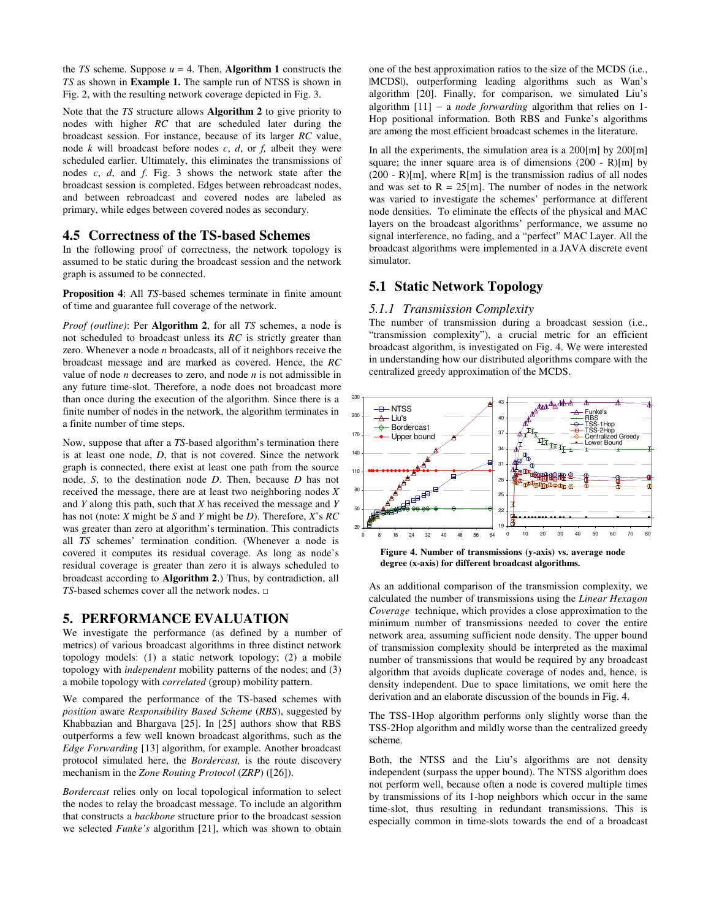the *TS* scheme. Suppose $u = 4$. Then, **Algorithm 1** constructs the *TS* as shown in **Example 1.** The sample run of NTSS is shown in Fig. 2, with the resulting network coverage depicted in Fig. 3.

Note that the *TS* structure allows **Algorithm 2** to give priority to nodes with higher *RC* that are scheduled later during the broadcast session. For instance, because of its larger *RC* value, node *k* will broadcast before nodes *c*, *d*, or *f,* albeit they were scheduled earlier. Ultimately, this eliminates the transmissions of nodes *c*, *d*, and *f*. Fig. 3 shows the network state after the broadcast session is completed. Edges between rebroadcast nodes, and between rebroadcast and covered nodes are labeled as primary, while edges between covered nodes as secondary.

## 4.5 Correctness of the TS-based Schemes

In the following proof of correctness, the network topology is assumed to be static during the broadcast session and the network graph is assumed to be connected.

**Proposition 4**: All *TS*-based schemes terminate in finite amount of time and guarantee full coverage of the network.

*Proof (outline)*: Per **Algorithm 2**, for all *TS* schemes, a node is not scheduled to broadcast unless its *RC* is strictly greater than zero. Whenever a node *n* broadcasts, all of it neighbors receive the broadcast message and are marked as covered. Hence, the *RC* value of node *n* decreases to zero, and node *n* is not admissible in any future time-slot. Therefore, a node does not broadcast more than once during the execution of the algorithm. Since there is a finite number of nodes in the network, the algorithm terminates in a finite number of time steps.

Now, suppose that after a *TS*-based algorithm's termination there is at least one node, *D*, that is not covered. Since the network graph is connected, there exist at least one path from the source node, *S*, to the destination node *D*. Then, because *D* has not received the message, there are at least two neighboring nodes *X* and *Y* along this path, such that *X* has received the message and *Y* has not (note: *X* might be *S* and *Y* might be *D*). Therefore, *X*'s *RC* was greater than zero at algorithm's termination. This contradicts all *TS* schemes' termination condition. (Whenever a node is covered it computes its residual coverage. As long as node's residual coverage is greater than zero it is always scheduled to broadcast according to **Algorithm 2**.) Thus, by contradiction, all *TS*-based schemes cover all the network nodes. □

# 5. PERFORMANCE EVALUATION

We investigate the performance (as defined by a number of metrics) of various broadcast algorithms in three distinct network topology models: (1) a static network topology; (2) a mobile topology with *independent* mobility patterns of the nodes; and (3) a mobile topology with *correlated* (group) mobility pattern.

We compared the performance of the TS-based schemes with *position* aware *Responsibility Based Scheme* (*RBS*), suggested by Khabbazian and Bhargava [25]. In [25] authors show that RBS outperforms a few well known broadcast algorithms, such as the *Edge Forwarding* [13] algorithm, for example. Another broadcast protocol simulated here, the *Bordercast,* is the route discovery mechanism in the *Zone Routing Protocol* (*ZRP*) ([26]).

*Bordercast* relies only on local topological information to select the nodes to relay the broadcast message. To include an algorithm that constructs a *backbone* structure prior to the broadcast session we selected *Funke's* algorithm [21], which was shown to obtain one of the best approximation ratios to the size of the MCDS (i.e., |MCDS|), outperforming leading algorithms such as Wan's algorithm [20]. Finally, for comparison, we simulated Liu's algorithm [11] – a *node forwarding* algorithm that relies on 1-Hop positional information. Both RBS and Funke's algorithms are among the most efficient broadcast schemes in the literature.

In all the experiments, the simulation area is a 200[m] by 200[m] square; the inner square area is of dimensions (200 - R)[m] by (200 - R)[m], where R[m] is the transmission radius of all nodes and was set to R = 25[m]. The number of nodes in the network was varied to investigate the schemes' performance at different node densities. To eliminate the effects of the physical and MAC layers on the broadcast algorithms' performance, we assume no signal interference, no fading, and a "perfect" MAC Layer. All the broadcast algorithms were implemented in a JAVA discrete event simulator.

## 5.1 Static Network Topology

### 5.1.1 Transmission Complexity

The number of transmission during a broadcast session (i.e., "transmission complexity"), a crucial metric for an efficient broadcast algorithm, is investigated on Fig. 4. We were interested in understanding how our distributed algorithms compare with the centralized greedy approximation of the MCDS.

NTSS
Liu's
Bordercast
Upper bound

230
200
170
140
110
80
50
20
0 8 16 24 32 40 48 56 64

Funke's
RBS
TSS-1Hop
TSS-2Hop
Centralized Greedy
Lower Bound

43
40
37
34
31
28
25
22
19
0 10 20 30 40 50 60 70 80

**Figure 4. Number of transmissions (y-axis) vs. average node degree (x-axis) for different broadcast algorithms.**

As an additional comparison of the transmission complexity, we calculated the number of transmissions using the *Linear Hexagon Coverage* technique, which provides a close approximation to the minimum number of transmissions needed to cover the entire network area, assuming sufficient node density. The upper bound of transmission complexity should be interpreted as the maximal number of transmissions that would be required by any broadcast algorithm that avoids duplicate coverage of nodes and, hence, is density independent. Due to space limitations, we omit here the derivation and an elaborate discussion of the bounds in Fig. 4.

The TSS-1Hop algorithm performs only slightly worse than the TSS-2Hop algorithm and mildly worse than the centralized greedy scheme.

Both, the NTSS and the Liu's algorithms are not density independent (surpass the upper bound). The NTSS algorithm does not perform well, because often a node is covered multiple times by transmissions of its 1-hop neighbors which occur in the same time-slot, thus resulting in redundant transmissions. This is especially common in time-slots towards the end of a broadcast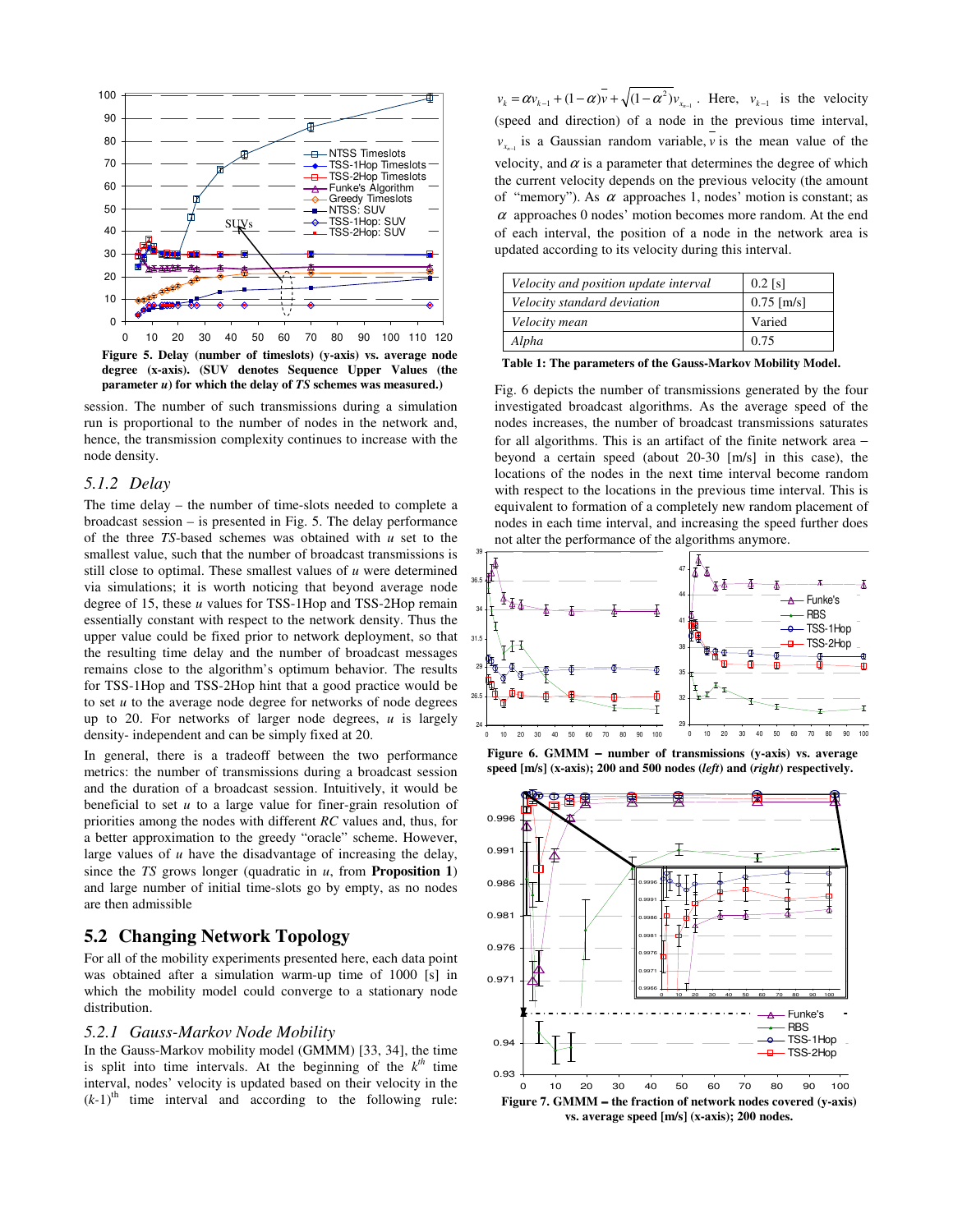Figure 5. Delay (number of timeslots) (y-axis) vs. average node degree (x-axis). (SUV denotes Sequence Upper Values (the parameter *u*) for which the delay of *TS* schemes was measured.)

session. The number of such transmissions during a simulation run is proportional to the number of nodes in the network and, hence, the transmission complexity continues to increase with the node density.

### 5.1.2 Delay

The time delay – the number of time-slots needed to complete a broadcast session – is presented in Fig. 5. The delay performance of the three *TS*-based schemes was obtained with *u* set to the smallest value, such that the number of broadcast transmissions is still close to optimal. These smallest values of *u* were determined via simulations; it is worth noticing that beyond average node degree of 15, these *u* values for TSS-1Hop and TSS-2Hop remain essentially constant with respect to the network density. Thus the upper value could be fixed prior to network deployment, so that the resulting time delay and the number of broadcast messages remains close to the algorithm's optimum behavior. The results for TSS-1Hop and TSS-2Hop hint that a good practice would be to set *u* to the average node degree for networks of node degrees up to 20. For networks of larger node degrees, *u* is largely density- independent and can be simply fixed at 20.

In general, there is a tradeoff between the two performance metrics: the number of transmissions during a broadcast session and the duration of a broadcast session. Intuitively, it would be beneficial to set *u* to a large value for finer-grain resolution of priorities among the nodes with different *RC* values and, thus, for a better approximation to the greedy "oracle" scheme. However, large values of *u* have the disadvantage of increasing the delay, since the *TS* grows longer (quadratic in *u*, from **Proposition 1**) and large number of initial time-slots go by empty, as no nodes are then admissible

## 5.2 Changing Network Topology

For all of the mobility experiments presented here, each data point was obtained after a simulation warm-up time of 1000 [s] in which the mobility model could converge to a stationary node distribution.

### 5.2.1 Gauss-Markov Node Mobility

In the Gauss-Markov mobility model (GMMM) [33, 34], the time is split into time intervals. At the beginning of the $k^{th}$ time interval, nodes' velocity is updated based on their velocity in the $(k\text{-}1)^{th}$ time interval and according to the following rule: $v_k = \alpha v_{k-1} + (1-\alpha)\bar{v} + \sqrt{(1-\alpha^2)}v_{x_{k-1}}$. Here, $v_{k-1}$ is the velocity (speed and direction) of a node in the previous time interval, $v_{x_{k-1}}$ is a Gaussian random variable, $\bar{v}$ is the mean value of the velocity, and $\alpha$ is a parameter that determines the degree of which the current velocity depends on the previous velocity (the amount of "memory"). As $\alpha$ approaches 1, nodes' motion is constant; as $\alpha$ approaches 0 nodes' motion becomes more random. At the end of each interval, the position of a node in the network area is updated according to its velocity during this interval.

| | |
|---|---|
| *Velocity and position update interval* | 0.2 [s] |
| *Velocity standard deviation* | 0.75 [m/s] |
| *Velocity mean* | Varied |
| *Alpha* | 0.75 |

**Table 1: The parameters of the Gauss-Markov Mobility Model.**

Fig. 6 depicts the number of transmissions generated by the four investigated broadcast algorithms. As the average speed of the nodes increases, the number of broadcast transmissions saturates for all algorithms. This is an artifact of the finite network area – beyond a certain speed (about 20-30 [m/s] in this case), the locations of the nodes in the next time interval become random with respect to the locations in the previous time interval. This is equivalent to formation of a completely new random placement of nodes in each time interval, and increasing the speed further does not alter the performance of the algorithms anymore.

**Figure 6. GMMM – number of transmissions (y-axis) vs. average speed [m/s] (x-axis); 200 and 500 nodes (*left*) and (*right*) respectively.**

**Figure 7. GMMM – the fraction of network nodes covered (y-axis) vs. average speed [m/s] (x-axis); 200 nodes.**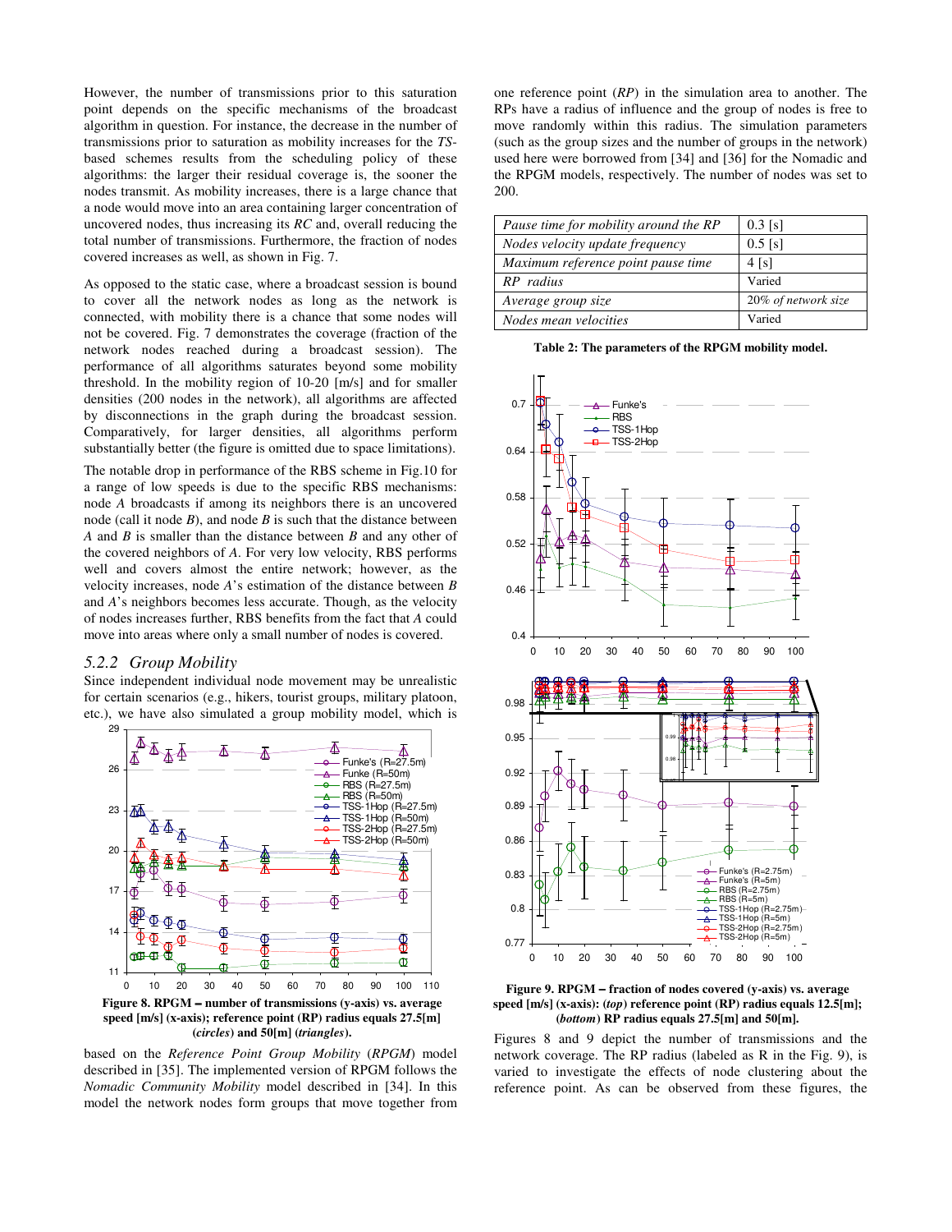However, the number of transmissions prior to this saturation point depends on the specific mechanisms of the broadcast algorithm in question. For instance, the decrease in the number of transmissions prior to saturation as mobility increases for the *TS*-based schemes results from the scheduling policy of these algorithms: the larger their residual coverage is, the sooner the nodes transmit. As mobility increases, there is a large chance that a node would move into an area containing larger concentration of uncovered nodes, thus increasing its *RC* and, overall reducing the total number of transmissions. Furthermore, the fraction of nodes covered increases as well, as shown in Fig. 7.

As opposed to the static case, where a broadcast session is bound to cover all the network nodes as long as the network is connected, with mobility there is a chance that some nodes will not be covered. Fig. 7 demonstrates the coverage (fraction of the network nodes reached during a broadcast session). The performance of all algorithms saturates beyond some mobility threshold. In the mobility region of 10-20 [m/s] and for smaller densities (200 nodes in the network), all algorithms are affected by disconnections in the graph during the broadcast session. Comparatively, for larger densities, all algorithms perform substantially better (the figure is omitted due to space limitations).

The notable drop in performance of the RBS scheme in Fig.10 for a range of low speeds is due to the specific RBS mechanisms: node *A* broadcasts if among its neighbors there is an uncovered node (call it node *B*), and node *B* is such that the distance between *A* and *B* is smaller than the distance between *B* and any other of the covered neighbors of *A*. For very low velocity, RBS performs well and covers almost the entire network; however, as the velocity increases, node *A*'s estimation of the distance between *B* and *A*'s neighbors becomes less accurate. Though, as the velocity of nodes increases further, RBS benefits from the fact that *A* could move into areas where only a small number of nodes is covered.

### 5.2.2 Group Mobility

Since independent individual node movement may be unrealistic for certain scenarios (e.g., hikers, tourist groups, military platoon, etc.), we have also simulated a group mobility model, which is based on the *Reference Point Group Mobility* (*RPGM*) model described in [35]. The implemented version of RPGM follows the *Nomadic Community Mobility* model described in [34]. In this model the network nodes form groups that move together from one reference point (*RP*) in the simulation area to another. The RPs have a radius of influence and the group of nodes is free to move randomly within this radius. The simulation parameters (such as the group sizes and the number of groups in the network) used here were borrowed from [34] and [36] for the Nomadic and the RPGM models, respectively. The number of nodes was set to 200.

**Figure 8. RPGM – number of transmissions (y-axis) vs. average speed [m/s] (x-axis); reference point (RP) radius equals 27.5[m] (*circles*) and 50[m] (*triangles*).**

| *Pause time for mobility around the RP* | 0.3 [s] |
|---|---|
| *Nodes velocity update frequency* | 0.5 [s] |
| *Maximum reference point pause time* | 4 [s] |
| *RP radius* | Varied |
| *Average group size* | *20% of network size* |
| *Nodes mean velocities* | Varied |

**Table 2: The parameters of the RPGM mobility model.**

**Figure 9. RPGM – fraction of nodes covered (y-axis) vs. average speed [m/s] (x-axis): (*top*) reference point (RP) radius equals 12.5[m]; (*bottom*) RP radius equals 27.5[m] and 50[m].**

Figures 8 and 9 depict the number of transmissions and the network coverage. The RP radius (labeled as R in the Fig. 9), is varied to investigate the effects of node clustering about the reference point. As can be observed from these figures, the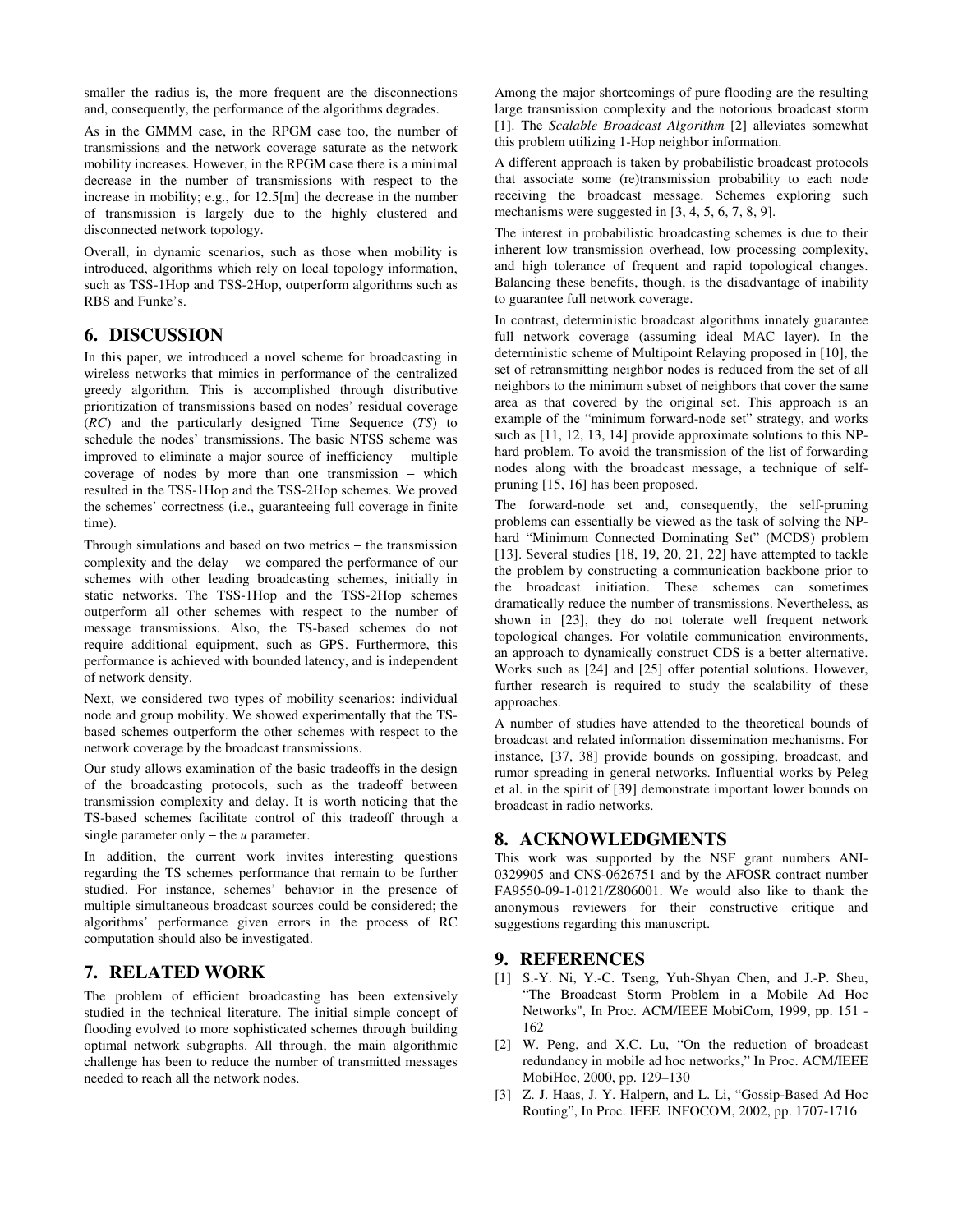smaller the radius is, the more frequent are the disconnections and, consequently, the performance of the algorithms degrades.

As in the GMMM case, in the RPGM case too, the number of transmissions and the network coverage saturate as the network mobility increases. However, in the RPGM case there is a minimal decrease in the number of transmissions with respect to the increase in mobility; e.g., for 12.5[m] the decrease in the number of transmission is largely due to the highly clustered and disconnected network topology.

Overall, in dynamic scenarios, such as those when mobility is introduced, algorithms which rely on local topology information, such as TSS-1Hop and TSS-2Hop, outperform algorithms such as RBS and Funke's.

## 6. DISCUSSION

In this paper, we introduced a novel scheme for broadcasting in wireless networks that mimics in performance of the centralized greedy algorithm. This is accomplished through distributive prioritization of transmissions based on nodes' residual coverage (*RC*) and the particularly designed Time Sequence (*TS*) to schedule the nodes' transmissions. The basic NTSS scheme was improved to eliminate a major source of inefficiency − multiple coverage of nodes by more than one transmission − which resulted in the TSS-1Hop and the TSS-2Hop schemes. We proved the schemes' correctness (i.e., guaranteeing full coverage in finite time).

Through simulations and based on two metrics − the transmission complexity and the delay − we compared the performance of our schemes with other leading broadcasting schemes, initially in static networks. The TSS-1Hop and the TSS-2Hop schemes outperform all other schemes with respect to the number of message transmissions. Also, the TS-based schemes do not require additional equipment, such as GPS. Furthermore, this performance is achieved with bounded latency, and is independent of network density.

Next, we considered two types of mobility scenarios: individual node and group mobility. We showed experimentally that the TS-based schemes outperform the other schemes with respect to the network coverage by the broadcast transmissions.

Our study allows examination of the basic tradeoffs in the design of the broadcasting protocols, such as the tradeoff between transmission complexity and delay. It is worth noticing that the TS-based schemes facilitate control of this tradeoff through a single parameter only − the *u* parameter.

In addition, the current work invites interesting questions regarding the TS schemes performance that remain to be further studied. For instance, schemes' behavior in the presence of multiple simultaneous broadcast sources could be considered; the algorithms' performance given errors in the process of RC computation should also be investigated.

## 7. RELATED WORK

The problem of efficient broadcasting has been extensively studied in the technical literature. The initial simple concept of flooding evolved to more sophisticated schemes through building optimal network subgraphs. All through, the main algorithmic challenge has been to reduce the number of transmitted messages needed to reach all the network nodes.

Among the major shortcomings of pure flooding are the resulting large transmission complexity and the notorious broadcast storm [1]. The *Scalable Broadcast Algorithm* [2] alleviates somewhat this problem utilizing 1-Hop neighbor information.

A different approach is taken by probabilistic broadcast protocols that associate some (re)transmission probability to each node receiving the broadcast message. Schemes exploring such mechanisms were suggested in [3, 4, 5, 6, 7, 8, 9].

The interest in probabilistic broadcasting schemes is due to their inherent low transmission overhead, low processing complexity, and high tolerance of frequent and rapid topological changes. Balancing these benefits, though, is the disadvantage of inability to guarantee full network coverage.

In contrast, deterministic broadcast algorithms innately guarantee full network coverage (assuming ideal MAC layer). In the deterministic scheme of Multipoint Relaying proposed in [10], the set of retransmitting neighbor nodes is reduced from the set of all neighbors to the minimum subset of neighbors that cover the same area as that covered by the original set. This approach is an example of the "minimum forward-node set" strategy, and works such as [11, 12, 13, 14] provide approximate solutions to this NP-hard problem. To avoid the transmission of the list of forwarding nodes along with the broadcast message, a technique of self-pruning [15, 16] has been proposed.

The forward-node set and, consequently, the self-pruning problems can essentially be viewed as the task of solving the NP-hard "Minimum Connected Dominating Set" (MCDS) problem [13]. Several studies [18, 19, 20, 21, 22] have attempted to tackle the problem by constructing a communication backbone prior to the broadcast initiation. These schemes can sometimes dramatically reduce the number of transmissions. Nevertheless, as shown in [23], they do not tolerate well frequent network topological changes. For volatile communication environments, an approach to dynamically construct CDS is a better alternative. Works such as [24] and [25] offer potential solutions. However, further research is required to study the scalability of these approaches.

A number of studies have attended to the theoretical bounds of broadcast and related information dissemination mechanisms. For instance, [37, 38] provide bounds on gossiping, broadcast, and rumor spreading in general networks. Influential works by Peleg et al. in the spirit of [39] demonstrate important lower bounds on broadcast in radio networks.

## 8. ACKNOWLEDGMENTS

This work was supported by the NSF grant numbers ANI-0329905 and CNS-0626751 and by the AFOSR contract number FA9550-09-1-0121/Z806001. We would also like to thank the anonymous reviewers for their constructive critique and suggestions regarding this manuscript.

## 9. REFERENCES

[1] S.-Y. Ni, Y.-C. Tseng, Yuh-Shyan Chen, and J.-P. Sheu, "The Broadcast Storm Problem in a Mobile Ad Hoc Networks", In Proc. ACM/IEEE MobiCom, 1999, pp. 151 - 162

[2] W. Peng, and X.C. Lu, "On the reduction of broadcast redundancy in mobile ad hoc networks," In Proc. ACM/IEEE MobiHoc, 2000, pp. 129–130

[3] Z. J. Haas, J. Y. Halpern, and L. Li, "Gossip-Based Ad Hoc Routing", In Proc. IEEE INFOCOM, 2002, pp. 1707-1716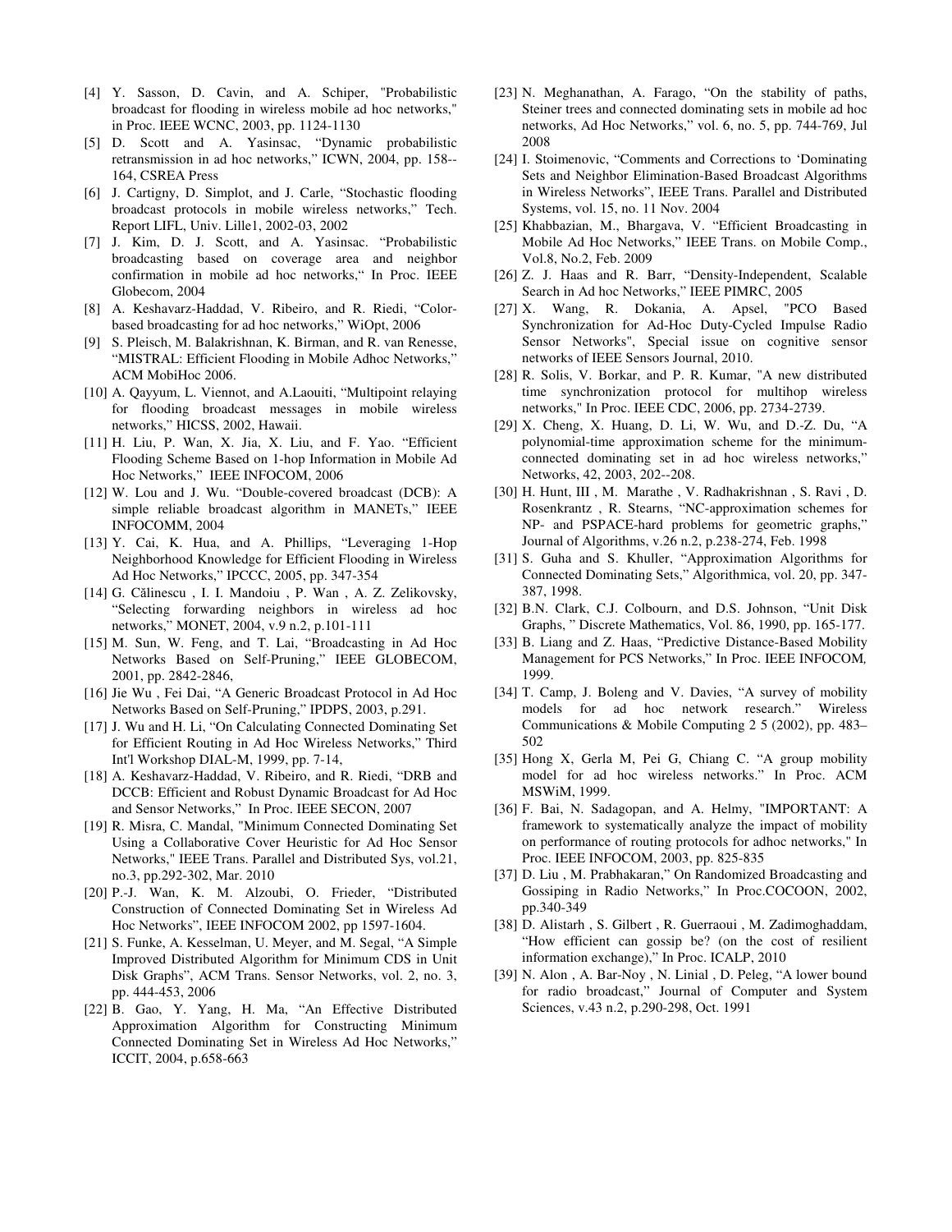[4] Y. Sasson, D. Cavin, and A. Schiper, "Probabilistic broadcast for flooding in wireless mobile ad hoc networks," in Proc. IEEE WCNC, 2003, pp. 1124-1130

[5] D. Scott and A. Yasinsac, "Dynamic probabilistic retransmission in ad hoc networks," ICWN, 2004, pp. 158--164, CSREA Press

[6] J. Cartigny, D. Simplot, and J. Carle, "Stochastic flooding broadcast protocols in mobile wireless networks," Tech. Report LIFL, Univ. Lille1, 2002-03, 2002

[7] J. Kim, D. J. Scott, and A. Yasinsac. "Probabilistic broadcasting based on coverage area and neighbor confirmation in mobile ad hoc networks," In Proc. IEEE Globecom, 2004

[8] A. Keshavarz-Haddad, V. Ribeiro, and R. Riedi, "Color-based broadcasting for ad hoc networks," WiOpt, 2006

[9] S. Pleisch, M. Balakrishnan, K. Birman, and R. van Renesse, "MISTRAL: Efficient Flooding in Mobile Adhoc Networks," ACM MobiHoc 2006.

[10] A. Qayyum, L. Viennot, and A.Laouiti, "Multipoint relaying for flooding broadcast messages in mobile wireless networks," HICSS, 2002, Hawaii.

[11] H. Liu, P. Wan, X. Jia, X. Liu, and F. Yao. "Efficient Flooding Scheme Based on 1-hop Information in Mobile Ad Hoc Networks," IEEE INFOCOM, 2006

[12] W. Lou and J. Wu. "Double-covered broadcast (DCB): A simple reliable broadcast algorithm in MANETs," IEEE INFOCOMM, 2004

[13] Y. Cai, K. Hua, and A. Phillips, "Leveraging 1-Hop Neighborhood Knowledge for Efficient Flooding in Wireless Ad Hoc Networks," IPCCC, 2005, pp. 347-354

[14] G. Călinescu , I. I. Mandoiu , P. Wan , A. Z. Zelikovsky, "Selecting forwarding neighbors in wireless ad hoc networks," MONET, 2004, v.9 n.2, p.101-111

[15] M. Sun, W. Feng, and T. Lai, "Broadcasting in Ad Hoc Networks Based on Self-Pruning," IEEE GLOBECOM, 2001, pp. 2842-2846,

[16] Jie Wu , Fei Dai, "A Generic Broadcast Protocol in Ad Hoc Networks Based on Self-Pruning," IPDPS, 2003, p.291.

[17] J. Wu and H. Li, "On Calculating Connected Dominating Set for Efficient Routing in Ad Hoc Wireless Networks," Third Int'l Workshop DIAL-M, 1999, pp. 7-14,

[18] A. Keshavarz-Haddad, V. Ribeiro, and R. Riedi, "DRB and DCCB: Efficient and Robust Dynamic Broadcast for Ad Hoc and Sensor Networks," In Proc. IEEE SECON, 2007

[19] R. Misra, C. Mandal, "Minimum Connected Dominating Set Using a Collaborative Cover Heuristic for Ad Hoc Sensor Networks," IEEE Trans. Parallel and Distributed Sys, vol.21, no.3, pp.292-302, Mar. 2010

[20] P.-J. Wan, K. M. Alzoubi, O. Frieder, "Distributed Construction of Connected Dominating Set in Wireless Ad Hoc Networks", IEEE INFOCOM 2002, pp 1597-1604.

[21] S. Funke, A. Kesselman, U. Meyer, and M. Segal, "A Simple Improved Distributed Algorithm for Minimum CDS in Unit Disk Graphs", ACM Trans. Sensor Networks, vol. 2, no. 3, pp. 444-453, 2006

[22] B. Gao, Y. Yang, H. Ma, "An Effective Distributed Approximation Algorithm for Constructing Minimum Connected Dominating Set in Wireless Ad Hoc Networks," ICCIT, 2004, p.658-663

[23] N. Meghanathan, A. Farago, "On the stability of paths, Steiner trees and connected dominating sets in mobile ad hoc networks, Ad Hoc Networks," vol. 6, no. 5, pp. 744-769, Jul 2008

[24] I. Stoimenovic, "Comments and Corrections to 'Dominating Sets and Neighbor Elimination-Based Broadcast Algorithms in Wireless Networks", IEEE Trans. Parallel and Distributed Systems, vol. 15, no. 11 Nov. 2004

[25] Khabbazian, M., Bhargava, V. "Efficient Broadcasting in Mobile Ad Hoc Networks," IEEE Trans. on Mobile Comp., Vol.8, No.2, Feb. 2009

[26] Z. J. Haas and R. Barr, "Density-Independent, Scalable Search in Ad hoc Networks," IEEE PIMRC, 2005

[27] X. Wang, R. Dokania, A. Apsel, "PCO Based Synchronization for Ad-Hoc Duty-Cycled Impulse Radio Sensor Networks", Special issue on cognitive sensor networks of IEEE Sensors Journal, 2010.

[28] R. Solis, V. Borkar, and P. R. Kumar, "A new distributed time synchronization protocol for multihop wireless networks," In Proc. IEEE CDC, 2006, pp. 2734-2739.

[29] X. Cheng, X. Huang, D. Li, W. Wu, and D.-Z. Du, "A polynomial-time approximation scheme for the minimum-connected dominating set in ad hoc wireless networks," Networks, 42, 2003, 202--208.

[30] H. Hunt, III , M. Marathe , V. Radhakrishnan , S. Ravi , D. Rosenkrantz , R. Stearns, "NC-approximation schemes for NP- and PSPACE-hard problems for geometric graphs," Journal of Algorithms, v.26 n.2, p.238-274, Feb. 1998

[31] S. Guha and S. Khuller, "Approximation Algorithms for Connected Dominating Sets," Algorithmica, vol. 20, pp. 347-387, 1998.

[32] B.N. Clark, C.J. Colbourn, and D.S. Johnson, "Unit Disk Graphs, " Discrete Mathematics, Vol. 86, 1990, pp. 165-177.

[33] B. Liang and Z. Haas, "Predictive Distance-Based Mobility Management for PCS Networks," In Proc. IEEE INFOCOM, 1999.

[34] T. Camp, J. Boleng and V. Davies, "A survey of mobility models for ad hoc network research." Wireless Communications & Mobile Computing 2 5 (2002), pp. 483–502

[35] Hong X, Gerla M, Pei G, Chiang C. "A group mobility model for ad hoc wireless networks." In Proc. ACM MSWiM, 1999.

[36] F. Bai, N. Sadagopan, and A. Helmy, "IMPORTANT: A framework to systematically analyze the impact of mobility on performance of routing protocols for adhoc networks," In Proc. IEEE INFOCOM, 2003, pp. 825-835

[37] D. Liu , M. Prabhakaran," On Randomized Broadcasting and Gossiping in Radio Networks," In Proc.COCOON, 2002, pp.340-349

[38] D. Alistarh , S. Gilbert , R. Guerraoui , M. Zadimoghaddam, "How efficient can gossip be? (on the cost of resilient information exchange)," In Proc. ICALP, 2010

[39] N. Alon , A. Bar-Noy , N. Linial , D. Peleg, "A lower bound for radio broadcast," Journal of Computer and System Sciences, v.43 n.2, p.290-298, Oct. 1991